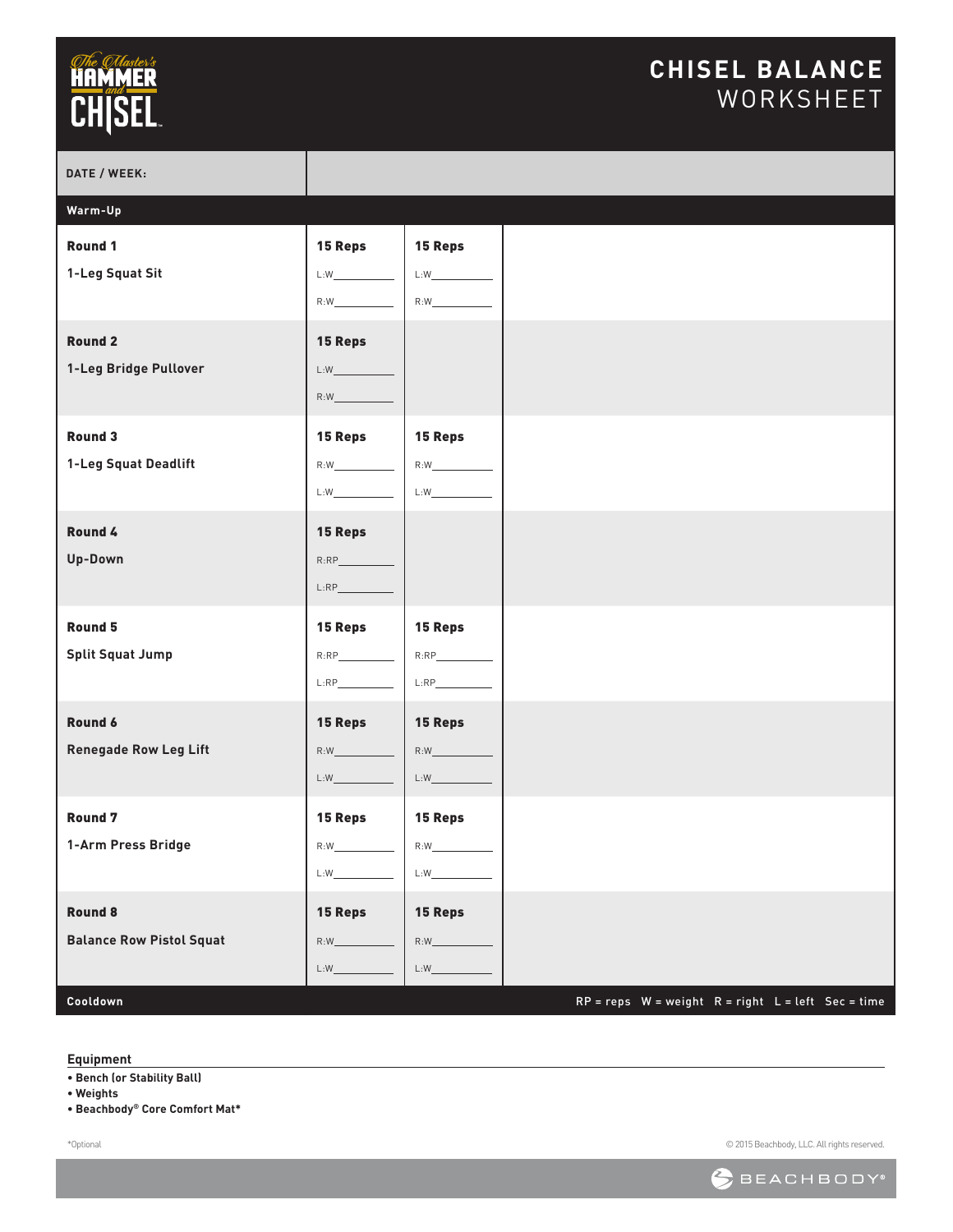# The Master's HAMMER and CHISEL

# CHISEL BALANCE WORKSHEET

| DATE / WEEK: | | | |
|---|---|---|---|
| **Warm-Up** | | | |
| **Round 1**<br>**1-Leg Squat Sit** | **15 Reps**<br>L:W________<br>R:W________ | **15 Reps**<br>L:W________<br>R:W________ | |
| **Round 2**<br>**1-Leg Bridge Pullover** | **15 Reps**<br>L:W________<br>R:W________ | | |
| **Round 3**<br>**1-Leg Squat Deadlift** | **15 Reps**<br>R:W________<br>L:W________ | **15 Reps**<br>R:W________<br>L:W________ | |
| **Round 4**<br>**Up-Down** | **15 Reps**<br>R:RP________<br>L:RP________ | | |
| **Round 5**<br>**Split Squat Jump** | **15 Reps**<br>R:RP________<br>L:RP________ | **15 Reps**<br>R:RP________<br>L:RP________ | |
| **Round 6**<br>**Renegade Row Leg Lift** | **15 Reps**<br>R:W________<br>L:W________ | **15 Reps**<br>R:W________<br>L:W________ | |
| **Round 7**<br>**1-Arm Press Bridge** | **15 Reps**<br>R:W________<br>L:W________ | **15 Reps**<br>R:W________<br>L:W________ | |
| **Round 8**<br>**Balance Row Pistol Squat** | **15 Reps**<br>R:W________<br>L:W________ | **15 Reps**<br>R:W________<br>L:W________ | |
| **Cooldown** | | | RP = reps W = weight R = right L = left Sec = time |

**Equipment**

- **Bench (or Stability Ball)**
- **Weights**
- **Beachbody® Core Comfort Mat***

*Optional

© 2015 Beachbody, LLC. All rights reserved.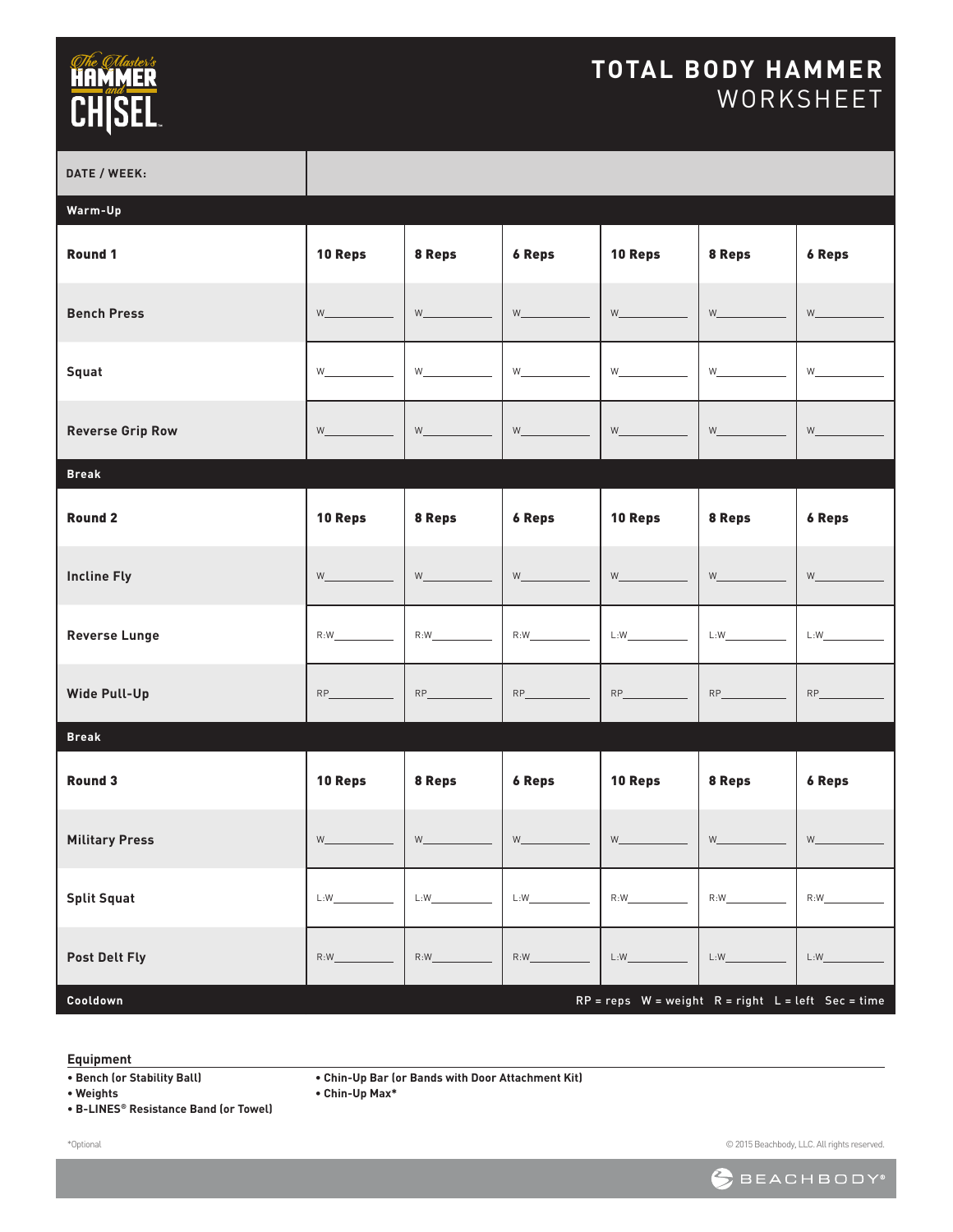# TOTAL BODY HAMMER WORKSHEET

| DATE / WEEK: | | | | | | |
|---|---|---|---|---|---|---|
| **Warm-Up** | | | | | | |
| **Round 1** | **10 Reps** | **8 Reps** | **6 Reps** | **10 Reps** | **8 Reps** | **6 Reps** |
| **Bench Press** | W___ | W___ | W___ | W___ | W___ | W___ |
| **Squat** | W___ | W___ | W___ | W___ | W___ | W___ |
| **Reverse Grip Row** | W___ | W___ | W___ | W___ | W___ | W___ |
| **Break** | | | | | | |
| **Round 2** | **10 Reps** | **8 Reps** | **6 Reps** | **10 Reps** | **8 Reps** | **6 Reps** |
| **Incline Fly** | W___ | W___ | W___ | W___ | W___ | W___ |
| **Reverse Lunge** | R:W___ | R:W___ | R:W___ | L:W___ | L:W___ | L:W___ |
| **Wide Pull-Up** | RP___ | RP___ | RP___ | RP___ | RP___ | RP___ |
| **Break** | | | | | | |
| **Round 3** | **10 Reps** | **8 Reps** | **6 Reps** | **10 Reps** | **8 Reps** | **6 Reps** |
| **Military Press** | W___ | W___ | W___ | W___ | W___ | W___ |
| **Split Squat** | L:W___ | L:W___ | L:W___ | R:W___ | R:W___ | R:W___ |
| **Post Delt Fly** | R:W___ | R:W___ | R:W___ | L:W___ | L:W___ | L:W___ |
| **Cooldown** | | | | | | |

RP = reps W = weight R = right L = left Sec = time

**Equipment**

- **Bench (or Stability Ball)**
- **Weights**
- **B-LINES® Resistance Band (or Towel)**
- **Chin-Up Bar (or Bands with Door Attachment Kit)**
- **Chin-Up Max***

*Optional

© 2015 Beachbody, LLC. All rights reserved.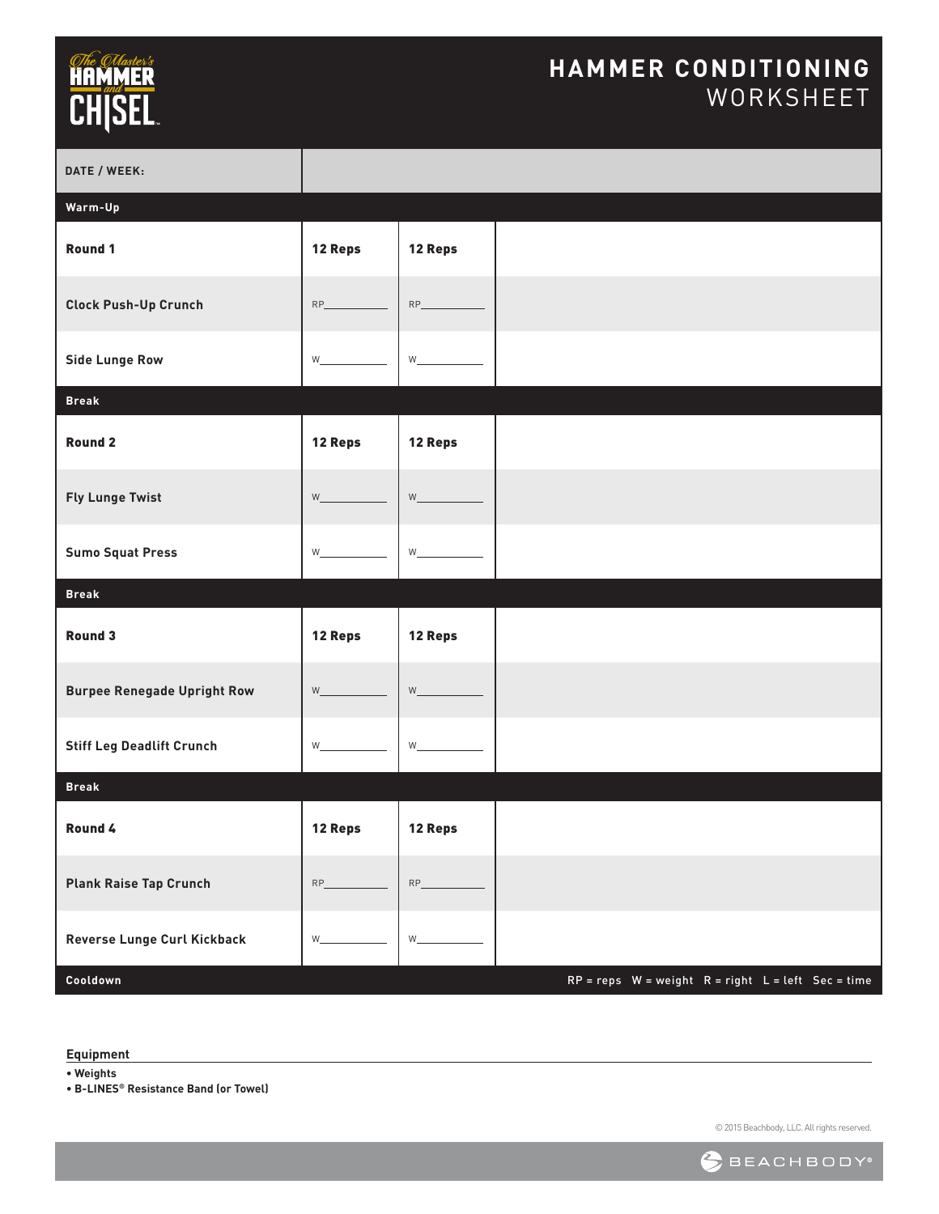# HAMMER CONDITIONING WORKSHEET

| DATE / WEEK: | | | |
|---|---|---|---|
| **Warm-Up** | | | |
| **Round 1** | **12 Reps** | **12 Reps** | |
| **Clock Push-Up Crunch** | RP____ | RP____ | |
| **Side Lunge Row** | W____ | W____ | |
| **Break** | | | |
| **Round 2** | **12 Reps** | **12 Reps** | |
| **Fly Lunge Twist** | W____ | W____ | |
| **Sumo Squat Press** | W____ | W____ | |
| **Break** | | | |
| **Round 3** | **12 Reps** | **12 Reps** | |
| **Burpee Renegade Upright Row** | W____ | W____ | |
| **Stiff Leg Deadlift Crunch** | W____ | W____ | |
| **Break** | | | |
| **Round 4** | **12 Reps** | **12 Reps** | |
| **Plank Raise Tap Crunch** | RP____ | RP____ | |
| **Reverse Lunge Curl Kickback** | W____ | W____ | |
| **Cooldown** | | | |

RP = reps W = weight R = right L = left Sec = time

**Equipment**

- **Weights**
- **B-LINES® Resistance Band (or Towel)**

© 2015 Beachbody, LLC. All rights reserved.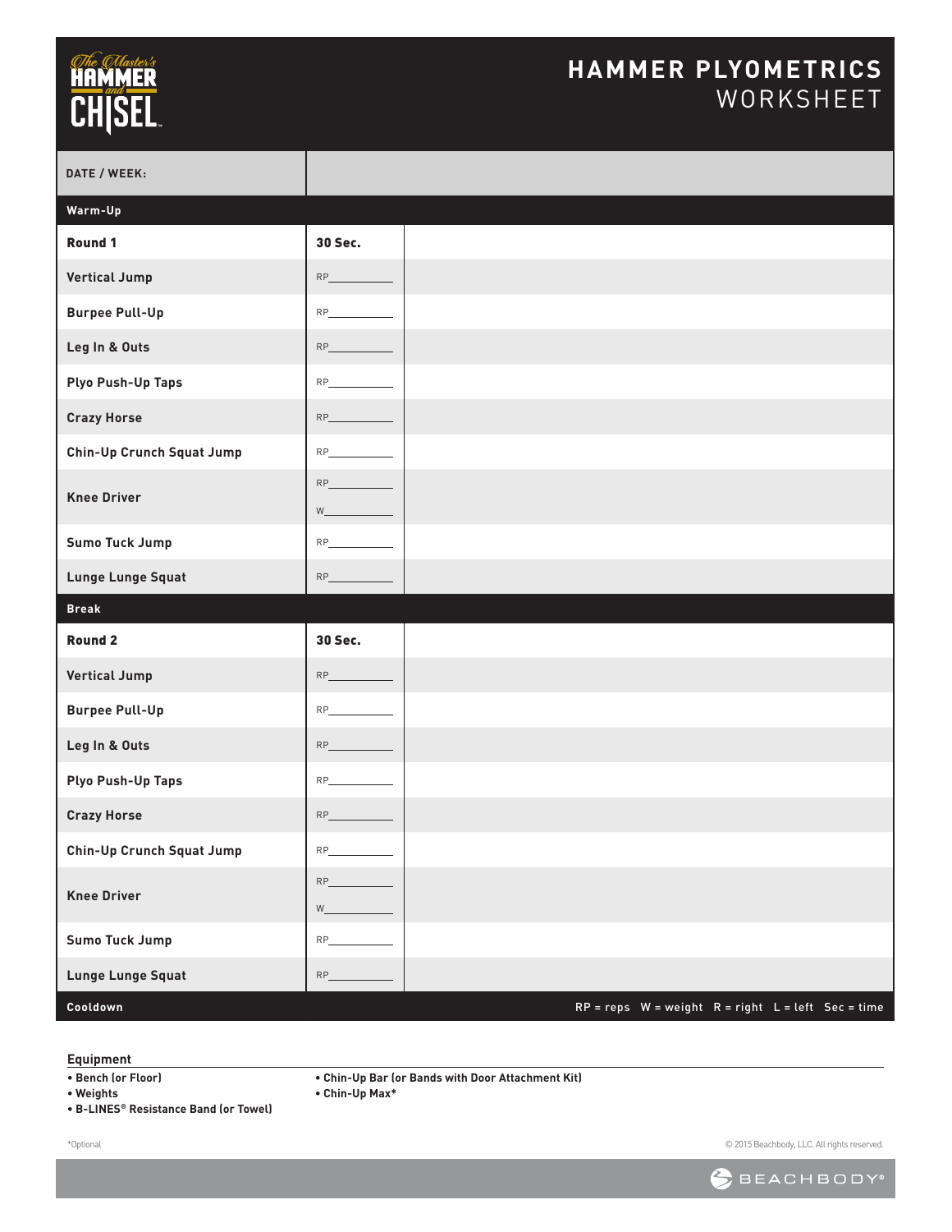# HAMMER PLYOMETRICS WORKSHEET

| DATE / WEEK: | | |
|---|---|---|
| **Warm-Up** | | |
| **Round 1** | **30 Sec.** | |
| **Vertical Jump** | RP\_\_\_\_\_\_\_\_ | |
| **Burpee Pull-Up** | RP\_\_\_\_\_\_\_\_ | |
| **Leg In & Outs** | RP\_\_\_\_\_\_\_\_ | |
| **Plyo Push-Up Taps** | RP\_\_\_\_\_\_\_\_ | |
| **Crazy Horse** | RP\_\_\_\_\_\_\_\_ | |
| **Chin-Up Crunch Squat Jump** | RP\_\_\_\_\_\_\_\_ | |
| **Knee Driver** | RP\_\_\_\_\_\_\_\_ W\_\_\_\_\_\_\_\_ | |
| **Sumo Tuck Jump** | RP\_\_\_\_\_\_\_\_ | |
| **Lunge Lunge Squat** | RP\_\_\_\_\_\_\_\_ | |
| **Break** | | |
| **Round 2** | **30 Sec.** | |
| **Vertical Jump** | RP\_\_\_\_\_\_\_\_ | |
| **Burpee Pull-Up** | RP\_\_\_\_\_\_\_\_ | |
| **Leg In & Outs** | RP\_\_\_\_\_\_\_\_ | |
| **Plyo Push-Up Taps** | RP\_\_\_\_\_\_\_\_ | |
| **Crazy Horse** | RP\_\_\_\_\_\_\_\_ | |
| **Chin-Up Crunch Squat Jump** | RP\_\_\_\_\_\_\_\_ | |
| **Knee Driver** | RP\_\_\_\_\_\_\_\_ W\_\_\_\_\_\_\_\_ | |
| **Sumo Tuck Jump** | RP\_\_\_\_\_\_\_\_ | |
| **Lunge Lunge Squat** | RP\_\_\_\_\_\_\_\_ | |
| **Cooldown** | | RP = reps W = weight R = right L = left Sec = time |

**Equipment**

- Bench (or Floor)
- Weights
- B-LINES® Resistance Band (or Towel)
- Chin-Up Bar (or Bands with Door Attachment Kit)
- Chin-Up Max*

*Optional

© 2015 Beachbody, LLC. All rights reserved.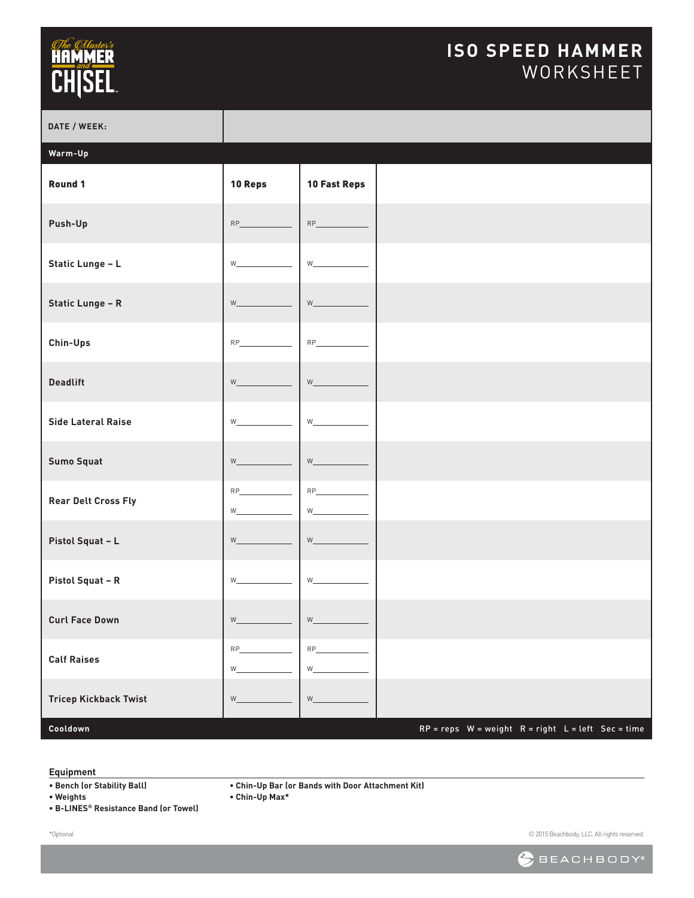The Master's HAMMER and CHISEL

# ISO SPEED HAMMER WORKSHEET

| DATE / WEEK: | | | |
|---|---|---|---|
| **Warm-Up** | | | |
| **Round 1** | **10 Reps** | **10 Fast Reps** | |
| **Push-Up** | RP______ | RP______ | |
| **Static Lunge – L** | W______ | W______ | |
| **Static Lunge – R** | W______ | W______ | |
| **Chin-Ups** | RP______ | RP______ | |
| **Deadlift** | W______ | W______ | |
| **Side Lateral Raise** | W______ | W______ | |
| **Sumo Squat** | W______ | W______ | |
| **Rear Delt Cross Fly** | RP______ W______ | RP______ W______ | |
| **Pistol Squat – L** | W______ | W______ | |
| **Pistol Squat – R** | W______ | W______ | |
| **Curl Face Down** | W______ | W______ | |
| **Calf Raises** | RP______ W______ | RP______ W______ | |
| **Tricep Kickback Twist** | W______ | W______ | |
| **Cooldown** | | | |

RP = reps W = weight R = right L = left Sec = time

## Equipment

- **Bench (or Stability Ball)**
- **Weights**
- **B-LINES® Resistance Band (or Towel)**
- **Chin-Up Bar (or Bands with Door Attachment Kit)**
- **Chin-Up Max***

*Optional

© 2015 Beachbody, LLC. All rights reserved.

BEACHBODY®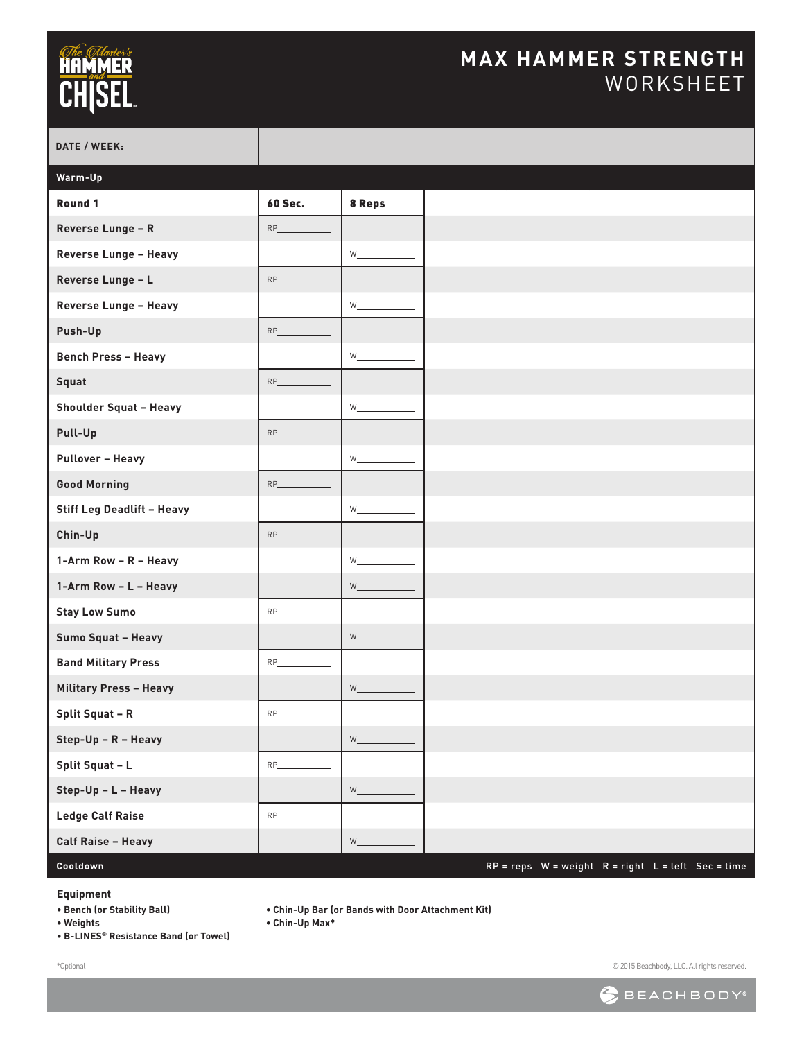# MAX HAMMER STRENGTH WORKSHEET

| DATE / WEEK: | | | |
|---|---|---|---|
| **Warm-Up** | | | |
| **Round 1** | **60 Sec.** | **8 Reps** | |
| Reverse Lunge – R | RP__________ | | |
| Reverse Lunge – Heavy | | W__________ | |
| Reverse Lunge – L | RP__________ | | |
| Reverse Lunge – Heavy | | W__________ | |
| Push-Up | RP__________ | | |
| Bench Press – Heavy | | W__________ | |
| Squat | RP__________ | | |
| Shoulder Squat – Heavy | | W__________ | |
| Pull-Up | RP__________ | | |
| Pullover – Heavy | | W__________ | |
| Good Morning | RP__________ | | |
| Stiff Leg Deadlift – Heavy | | W__________ | |
| Chin-Up | RP__________ | | |
| 1-Arm Row – R – Heavy | | W__________ | |
| 1-Arm Row – L – Heavy | | W__________ | |
| Stay Low Sumo | RP__________ | | |
| Sumo Squat – Heavy | | W__________ | |
| Band Military Press | RP__________ | | |
| Military Press – Heavy | | W__________ | |
| Split Squat – R | RP__________ | | |
| Step-Up – R – Heavy | | W__________ | |
| Split Squat – L | RP__________ | | |
| Step-Up – L – Heavy | | W__________ | |
| Ledge Calf Raise | RP__________ | | |
| Calf Raise – Heavy | | W__________ | |
| **Cooldown** | | | |

RP = reps W = weight R = right L = left Sec = time

**Equipment**

- Bench (or Stability Ball)
- Weights
- B-LINES® Resistance Band (or Towel)
- Chin-Up Bar (or Bands with Door Attachment Kit)
- Chin-Up Max*

*Optional

© 2015 Beachbody, LLC. All rights reserved.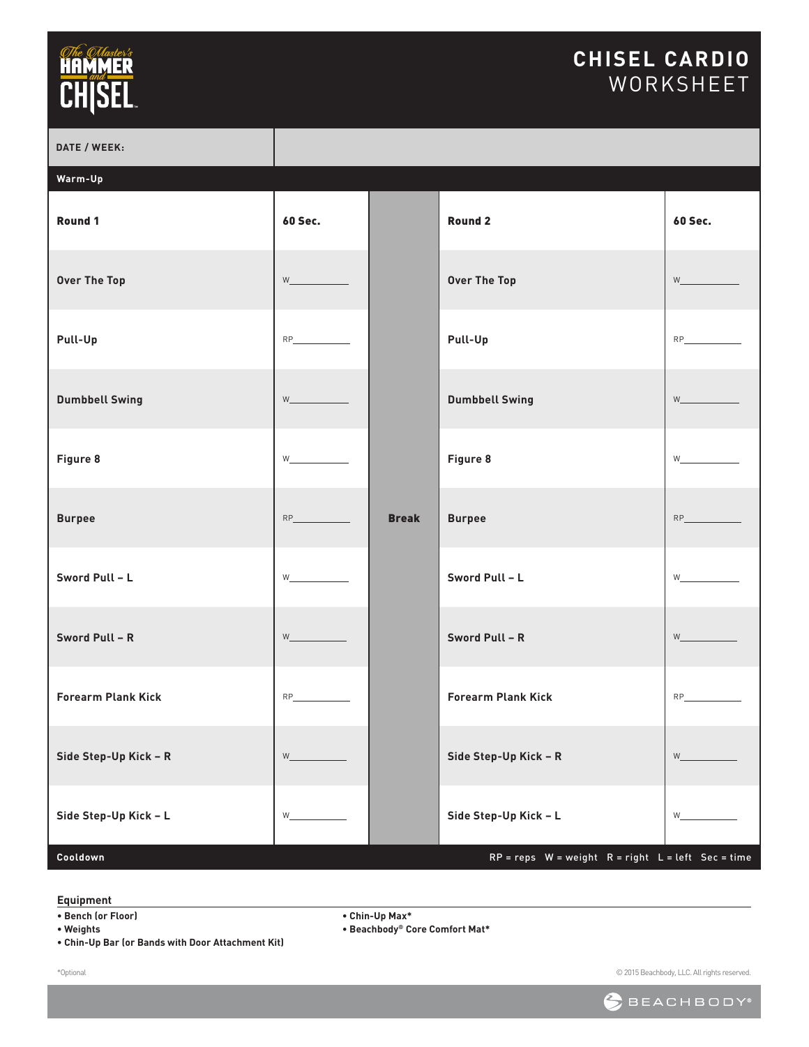# The Master's Hammer and Chisel

## CHISEL CARDIO WORKSHEET

| DATE / WEEK: | | | | |
|---|---|---|---|---|
| **Warm-Up** | | | | |
| **Round 1** | **60 Sec.** | | **Round 2** | **60 Sec.** |
| **Over The Top** | W________ | | **Over The Top** | W________ |
| **Pull-Up** | RP________ | | **Pull-Up** | RP________ |
| **Dumbbell Swing** | W________ | | **Dumbbell Swing** | W________ |
| **Figure 8** | W________ | | **Figure 8** | W________ |
| **Burpee** | RP________ | **Break** | **Burpee** | RP________ |
| **Sword Pull – L** | W________ | | **Sword Pull – L** | W________ |
| **Sword Pull – R** | W________ | | **Sword Pull – R** | W________ |
| **Forearm Plank Kick** | RP________ | | **Forearm Plank Kick** | RP________ |
| **Side Step-Up Kick – R** | W________ | | **Side Step-Up Kick – R** | W________ |
| **Side Step-Up Kick – L** | W________ | | **Side Step-Up Kick – L** | W________ |
| **Cooldown** | | | RP = reps W = weight R = right L = left Sec = time | |

### Equipment

- Bench (or Floor)
- Weights
- Chin-Up Bar (or Bands with Door Attachment Kit)
- Chin-Up Max*
- Beachbody® Core Comfort Mat*

*Optional

© 2015 Beachbody, LLC. All rights reserved.

BEACHBODY®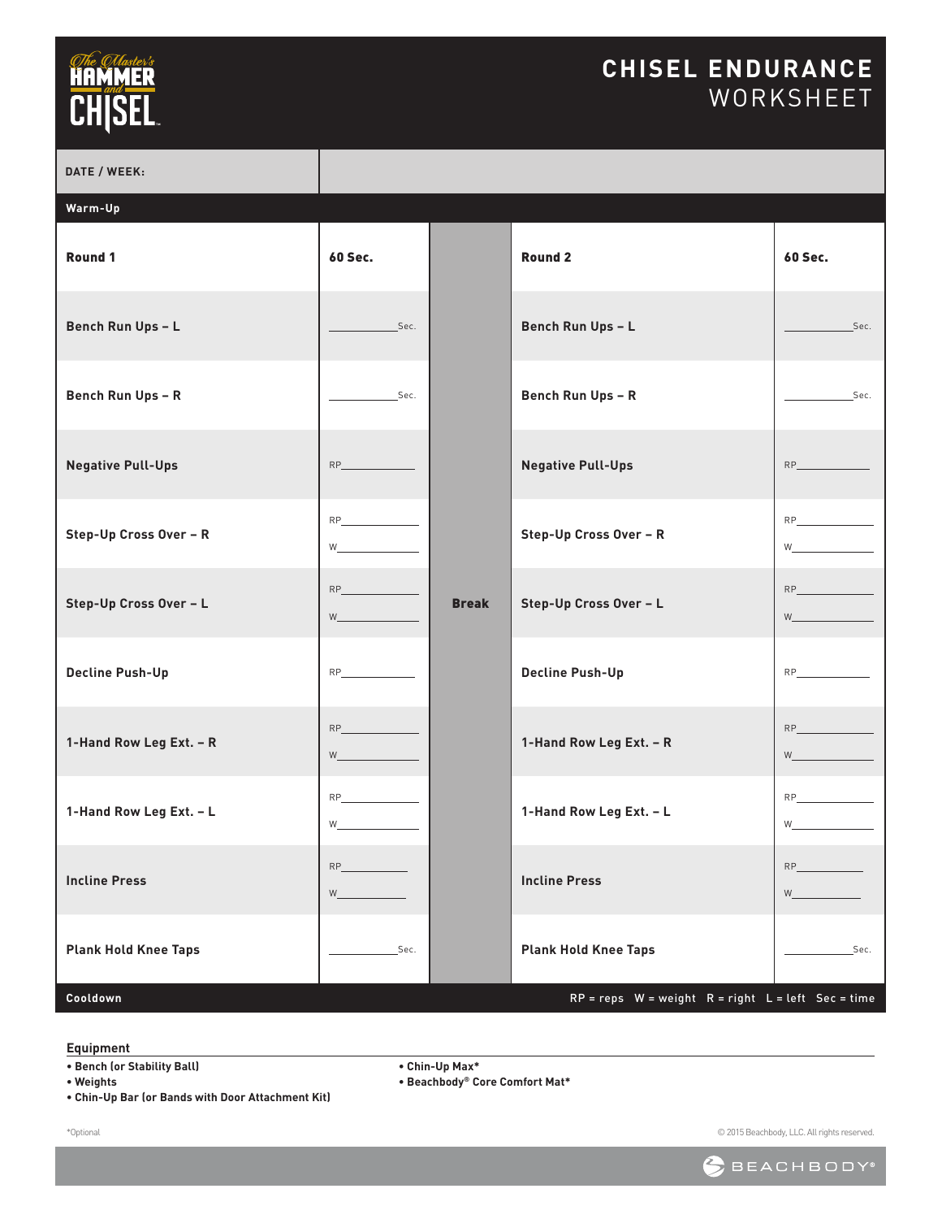# The Master's HAMMER and CHISEL

# CHISEL ENDURANCE WORKSHEET

| DATE / WEEK: | | | | |
|---|---|---|---|---|
| **Warm-Up** | | | | |
| **Round 1** | **60 Sec.** | | **Round 2** | **60 Sec.** |
| **Bench Run Ups – L** | ____ Sec. | | **Bench Run Ups – L** | ____ Sec. |
| **Bench Run Ups – R** | ____ Sec. | | **Bench Run Ups – R** | ____ Sec. |
| **Negative Pull-Ups** | RP____ | | **Negative Pull-Ups** | RP____ |
| **Step-Up Cross Over – R** | RP____ W____ | | **Step-Up Cross Over – R** | RP____ W____ |
| **Step-Up Cross Over – L** | RP____ W____ | **Break** | **Step-Up Cross Over – L** | RP____ W____ |
| **Decline Push-Up** | RP____ | | **Decline Push-Up** | RP____ |
| **1-Hand Row Leg Ext. – R** | RP____ W____ | | **1-Hand Row Leg Ext. – R** | RP____ W____ |
| **1-Hand Row Leg Ext. – L** | RP____ W____ | | **1-Hand Row Leg Ext. – L** | RP____ W____ |
| **Incline Press** | RP____ W____ | | **Incline Press** | RP____ W____ |
| **Plank Hold Knee Taps** | ____ Sec. | | **Plank Hold Knee Taps** | ____ Sec. |
| **Cooldown** | | | RP = reps W = weight R = right L = left Sec = time | |

**Equipment**

- **Bench (or Stability Ball)**
- **Weights**
- **Chin-Up Bar (or Bands with Door Attachment Kit)**
- **Chin-Up Max***
- **Beachbody® Core Comfort Mat***

*Optional

© 2015 Beachbody, LLC. All rights reserved.

BEACHBODY®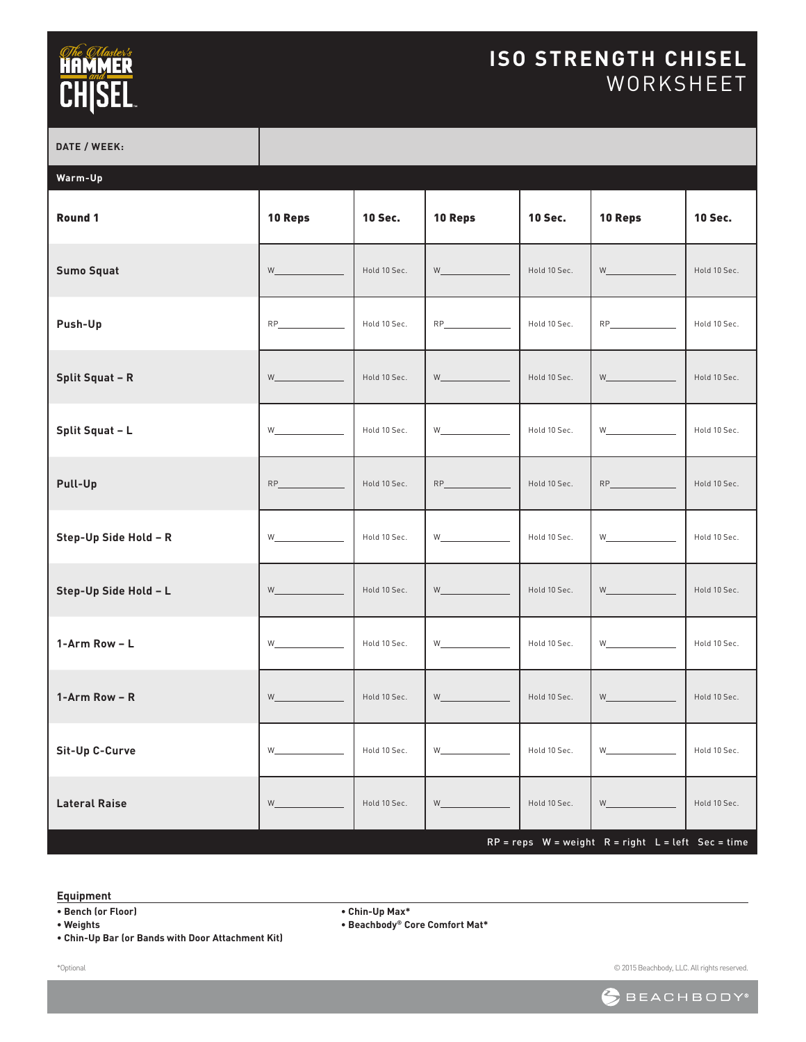# ISO STRENGTH CHISEL WORKSHEET

| DATE / WEEK: | | | | | | |
|---|---|---|---|---|---|---|
| **Warm-Up** | | | | | | |
| **Round 1** | **10 Reps** | **10 Sec.** | **10 Reps** | **10 Sec.** | **10 Reps** | **10 Sec.** |
| **Sumo Squat** | W________ | Hold 10 Sec. | W________ | Hold 10 Sec. | W________ | Hold 10 Sec. |
| **Push-Up** | RP________ | Hold 10 Sec. | RP________ | Hold 10 Sec. | RP________ | Hold 10 Sec. |
| **Split Squat – R** | W________ | Hold 10 Sec. | W________ | Hold 10 Sec. | W________ | Hold 10 Sec. |
| **Split Squat – L** | W________ | Hold 10 Sec. | W________ | Hold 10 Sec. | W________ | Hold 10 Sec. |
| **Pull-Up** | RP________ | Hold 10 Sec. | RP________ | Hold 10 Sec. | RP________ | Hold 10 Sec. |
| **Step-Up Side Hold – R** | W________ | Hold 10 Sec. | W________ | Hold 10 Sec. | W________ | Hold 10 Sec. |
| **Step-Up Side Hold – L** | W________ | Hold 10 Sec. | W________ | Hold 10 Sec. | W________ | Hold 10 Sec. |
| **1-Arm Row – L** | W________ | Hold 10 Sec. | W________ | Hold 10 Sec. | W________ | Hold 10 Sec. |
| **1-Arm Row – R** | W________ | Hold 10 Sec. | W________ | Hold 10 Sec. | W________ | Hold 10 Sec. |
| **Sit-Up C-Curve** | W________ | Hold 10 Sec. | W________ | Hold 10 Sec. | W________ | Hold 10 Sec. |
| **Lateral Raise** | W________ | Hold 10 Sec. | W________ | Hold 10 Sec. | W________ | Hold 10 Sec. |

RP = reps W = weight R = right L = left Sec = time

**Equipment**

- **Bench (or Floor)**
- **Weights**
- **Chin-Up Bar (or Bands with Door Attachment Kit)**
- **Chin-Up Max***
- **Beachbody® Core Comfort Mat***

*Optional

© 2015 Beachbody, LLC. All rights reserved.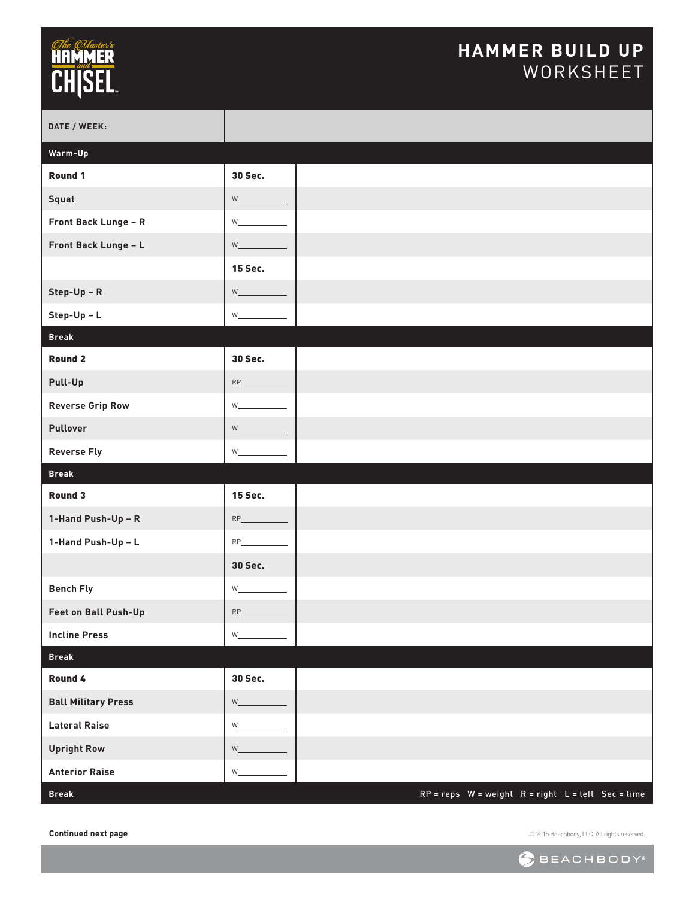# HAMMER BUILD UP WORKSHEET

| DATE / WEEK: | | |
|---|---|---|
| **Warm-Up** | | |
| **Round 1** | **30 Sec.** | |
| Squat | W____ | |
| Front Back Lunge – R | W____ | |
| Front Back Lunge – L | W____ | |
| | **15 Sec.** | |
| Step-Up – R | W____ | |
| Step-Up – L | W____ | |
| **Break** | | |
| **Round 2** | **30 Sec.** | |
| Pull-Up | RP____ | |
| Reverse Grip Row | W____ | |
| Pullover | W____ | |
| Reverse Fly | W____ | |
| **Break** | | |
| **Round 3** | **15 Sec.** | |
| 1-Hand Push-Up – R | RP____ | |
| 1-Hand Push-Up – L | RP____ | |
| | **30 Sec.** | |
| Bench Fly | W____ | |
| Feet on Ball Push-Up | RP____ | |
| Incline Press | W____ | |
| **Break** | | |
| **Round 4** | **30 Sec.** | |
| Ball Military Press | W____ | |
| Lateral Raise | W____ | |
| Upright Row | W____ | |
| Anterior Raise | W____ | |
| **Break** | | |

RP = reps W = weight R = right L = left Sec = time

**Continued next page**

© 2015 Beachbody, LLC. All rights reserved.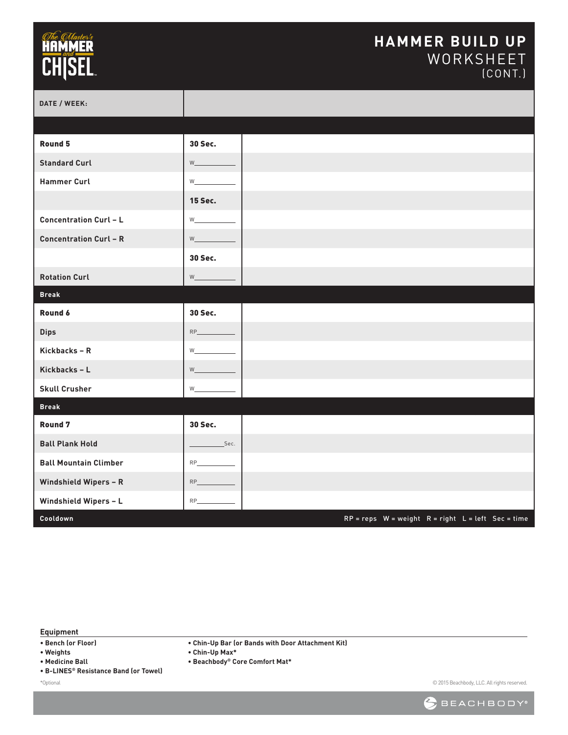# HAMMER BUILD UP WORKSHEET (CONT.)

| DATE / WEEK: | | |
|---|---|---|
| | | |
| **Round 5** | **30 Sec.** | |
| **Standard Curl** | W______ | |
| **Hammer Curl** | W______ | |
| | **15 Sec.** | |
| **Concentration Curl – L** | W______ | |
| **Concentration Curl – R** | W______ | |
| | **30 Sec.** | |
| **Rotation Curl** | W______ | |
| **Break** | | |
| **Round 6** | **30 Sec.** | |
| **Dips** | RP______ | |
| **Kickbacks – R** | W______ | |
| **Kickbacks – L** | W______ | |
| **Skull Crusher** | W______ | |
| **Break** | | |
| **Round 7** | **30 Sec.** | |
| **Ball Plank Hold** | ______Sec. | |
| **Ball Mountain Climber** | RP______ | |
| **Windshield Wipers – R** | RP______ | |
| **Windshield Wipers – L** | RP______ | |
| **Cooldown** | | RP = reps W = weight R = right L = left Sec = time |

## Equipment

- **Bench (or Floor)**
- **Weights**
- **Medicine Ball**
- **B-LINES® Resistance Band (or Towel)**
- **Chin-Up Bar (or Bands with Door Attachment Kit)**
- **Chin-Up Max***
- **Beachbody® Core Comfort Mat***

*Optional

© 2015 Beachbody, LLC. All rights reserved.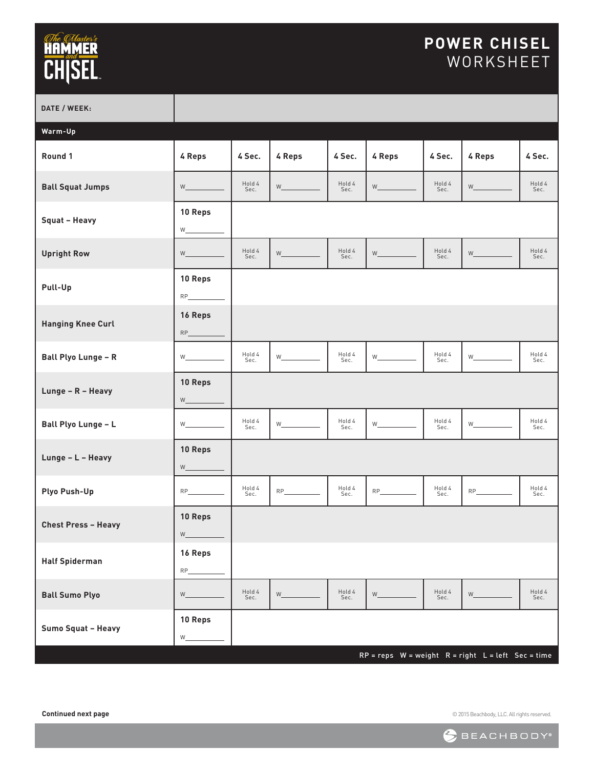# POWER CHISEL WORKSHEET

| DATE / WEEK: | | | | | | | | |
|---|---|---|---|---|---|---|---|---|
| **Warm-Up** | | | | | | | | |
| **Round 1** | **4 Reps** | **4 Sec.** | **4 Reps** | **4 Sec.** | **4 Reps** | **4 Sec.** | **4 Reps** | **4 Sec.** |
| **Ball Squat Jumps** | W_____ | Hold 4 Sec. | W_____ | Hold 4 Sec. | W_____ | Hold 4 Sec. | W_____ | Hold 4 Sec. |
| **Squat – Heavy** | **10 Reps** W_____ | | | | | | | |
| **Upright Row** | W_____ | Hold 4 Sec. | W_____ | Hold 4 Sec. | W_____ | Hold 4 Sec. | W_____ | Hold 4 Sec. |
| **Pull-Up** | **10 Reps** RP_____ | | | | | | | |
| **Hanging Knee Curl** | **16 Reps** RP_____ | | | | | | | |
| **Ball Plyo Lunge – R** | W_____ | Hold 4 Sec. | W_____ | Hold 4 Sec. | W_____ | Hold 4 Sec. | W_____ | Hold 4 Sec. |
| **Lunge – R – Heavy** | **10 Reps** W_____ | | | | | | | |
| **Ball Plyo Lunge – L** | W_____ | Hold 4 Sec. | W_____ | Hold 4 Sec. | W_____ | Hold 4 Sec. | W_____ | Hold 4 Sec. |
| **Lunge – L – Heavy** | **10 Reps** W_____ | | | | | | | |
| **Plyo Push-Up** | RP_____ | Hold 4 Sec. | RP_____ | Hold 4 Sec. | RP_____ | Hold 4 Sec. | RP_____ | Hold 4 Sec. |
| **Chest Press – Heavy** | **10 Reps** W_____ | | | | | | | |
| **Half Spiderman** | **16 Reps** RP_____ | | | | | | | |
| **Ball Sumo Plyo** | W_____ | Hold 4 Sec. | W_____ | Hold 4 Sec. | W_____ | Hold 4 Sec. | W_____ | Hold 4 Sec. |
| **Sumo Squat – Heavy** | **10 Reps** W_____ | | | | | | | |

RP = reps W = weight R = right L = left Sec = time

**Continued next page**

© 2015 Beachbody, LLC. All rights reserved.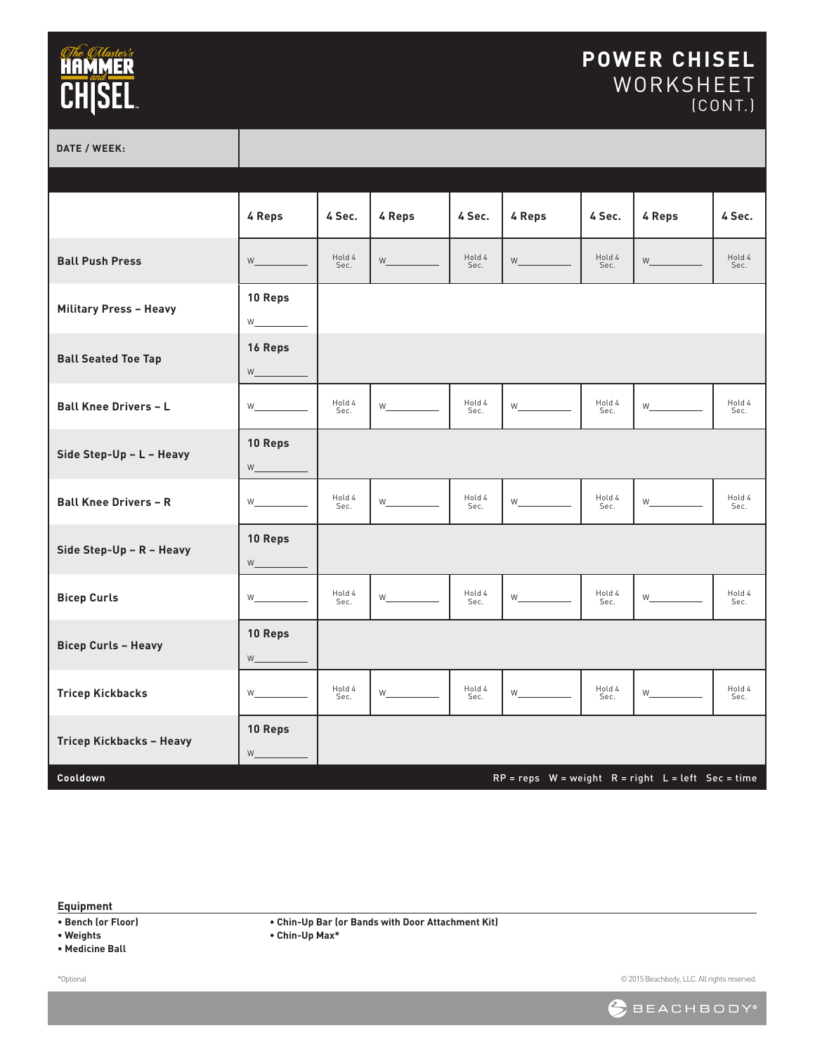# POWER CHISEL WORKSHEET (CONT.)

The Master's HAMMER and CHISEL

| DATE / WEEK: | | | | | | | | |
|---|---|---|---|---|---|---|---|---|
| | **4 Reps** | **4 Sec.** | **4 Reps** | **4 Sec.** | **4 Reps** | **4 Sec.** | **4 Reps** | **4 Sec.** |
| **Ball Push Press** | W___ | Hold 4 Sec. | W___ | Hold 4 Sec. | W___ | Hold 4 Sec. | W___ | Hold 4 Sec. |
| **Military Press – Heavy** | **10 Reps** W___ | | | | | | | |
| **Ball Seated Toe Tap** | **16 Reps** W___ | | | | | | | |
| **Ball Knee Drivers – L** | W___ | Hold 4 Sec. | W___ | Hold 4 Sec. | W___ | Hold 4 Sec. | W___ | Hold 4 Sec. |
| **Side Step-Up – L – Heavy** | **10 Reps** W___ | | | | | | | |
| **Ball Knee Drivers – R** | W___ | Hold 4 Sec. | W___ | Hold 4 Sec. | W___ | Hold 4 Sec. | W___ | Hold 4 Sec. |
| **Side Step-Up – R – Heavy** | **10 Reps** W___ | | | | | | | |
| **Bicep Curls** | W___ | Hold 4 Sec. | W___ | Hold 4 Sec. | W___ | Hold 4 Sec. | W___ | Hold 4 Sec. |
| **Bicep Curls – Heavy** | **10 Reps** W___ | | | | | | | |
| **Tricep Kickbacks** | W___ | Hold 4 Sec. | W___ | Hold 4 Sec. | W___ | Hold 4 Sec. | W___ | Hold 4 Sec. |
| **Tricep Kickbacks – Heavy** | **10 Reps** W___ | | | | | | | |

**Cooldown**

RP = reps W = weight R = right L = left Sec = time

**Equipment**

- **Bench (or Floor)**
- **Weights**
- **Medicine Ball**
- **Chin-Up Bar (or Bands with Door Attachment Kit)**
- **Chin-Up Max***

*Optional

© 2015 Beachbody, LLC. All rights reserved.

BEACHBODY®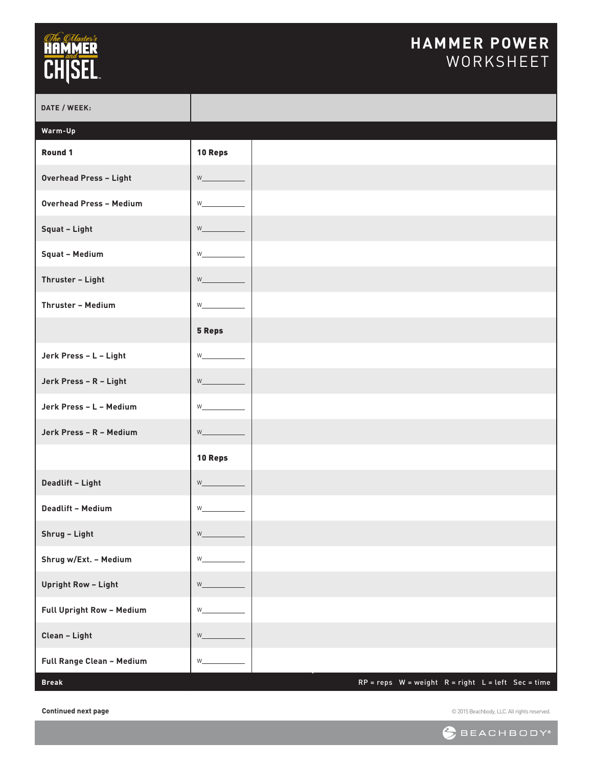# HAMMER POWER WORKSHEET

| DATE / WEEK: | | |
|---|---|---|
| **Warm-Up** | | |
| **Round 1** | **10 Reps** | |
| Overhead Press – Light | W________ | |
| Overhead Press – Medium | W________ | |
| Squat – Light | W________ | |
| Squat – Medium | W________ | |
| Thruster – Light | W________ | |
| Thruster – Medium | W________ | |
| | **5 Reps** | |
| Jerk Press – L – Light | W________ | |
| Jerk Press – R – Light | W________ | |
| Jerk Press – L – Medium | W________ | |
| Jerk Press – R – Medium | W________ | |
| | **10 Reps** | |
| Deadlift – Light | W________ | |
| Deadlift – Medium | W________ | |
| Shrug – Light | W________ | |
| Shrug w/Ext. – Medium | W________ | |
| Upright Row – Light | W________ | |
| Full Upright Row – Medium | W________ | |
| Clean – Light | W________ | |
| Full Range Clean – Medium | W________ | |
| **Break** | | |

RP = reps  W = weight  R = right  L = left  Sec = time

**Continued next page**

© 2015 Beachbody, LLC. All rights reserved.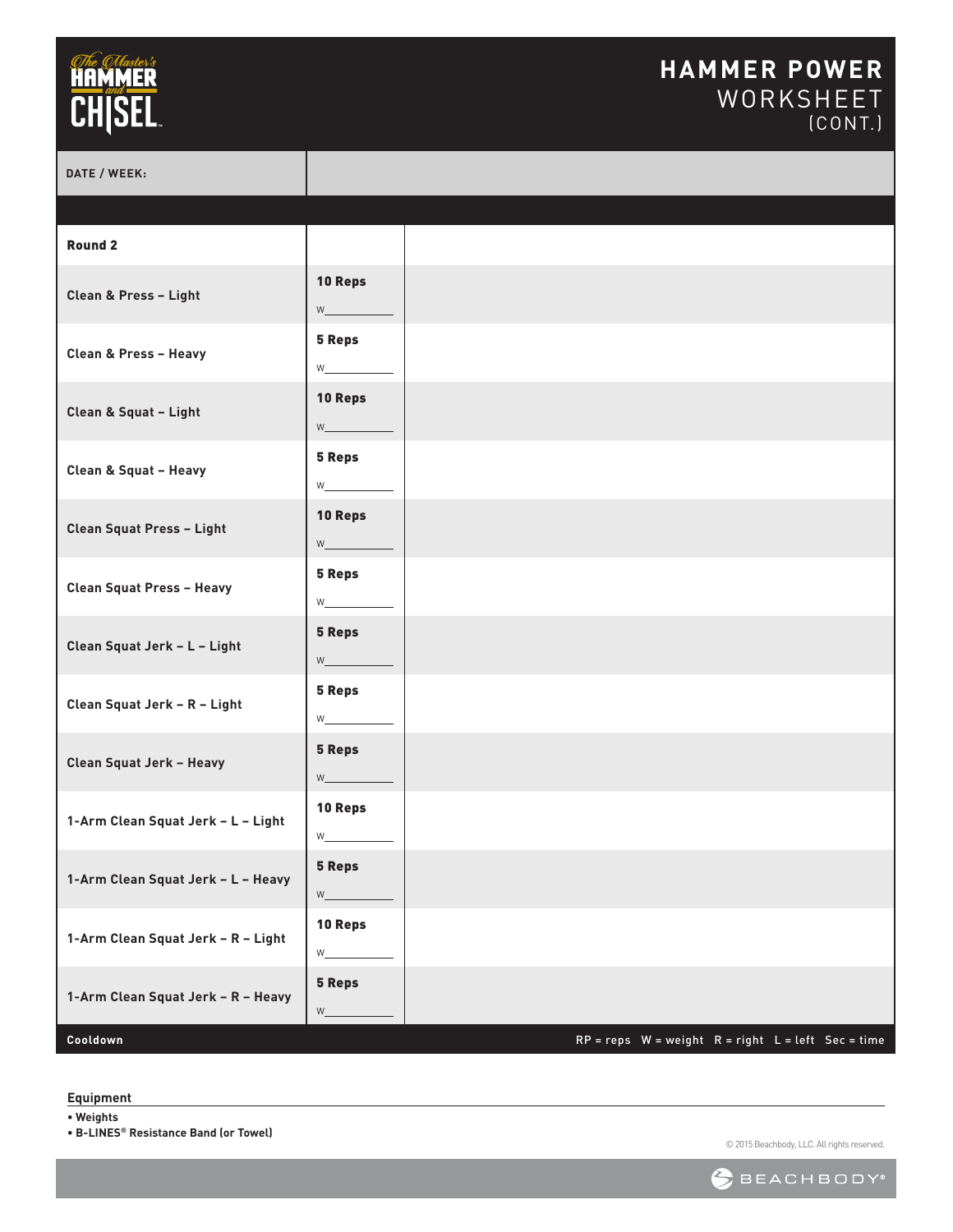# The Master's HAMMER and CHISEL

## HAMMER POWER WORKSHEET (CONT.)

| DATE / WEEK: | | |
|---|---|---|
| | | |
| **Round 2** | | |
| Clean & Press – Light | **10 Reps** W\_\_\_\_\_\_\_\_ | |
| Clean & Press – Heavy | **5 Reps** W\_\_\_\_\_\_\_\_ | |
| Clean & Squat – Light | **10 Reps** W\_\_\_\_\_\_\_\_ | |
| Clean & Squat – Heavy | **5 Reps** W\_\_\_\_\_\_\_\_ | |
| Clean Squat Press – Light | **10 Reps** W\_\_\_\_\_\_\_\_ | |
| Clean Squat Press – Heavy | **5 Reps** W\_\_\_\_\_\_\_\_ | |
| Clean Squat Jerk – L – Light | **5 Reps** W\_\_\_\_\_\_\_\_ | |
| Clean Squat Jerk – R – Light | **5 Reps** W\_\_\_\_\_\_\_\_ | |
| Clean Squat Jerk – Heavy | **5 Reps** W\_\_\_\_\_\_\_\_ | |
| 1-Arm Clean Squat Jerk – L – Light | **10 Reps** W\_\_\_\_\_\_\_\_ | |
| 1-Arm Clean Squat Jerk – L – Heavy | **5 Reps** W\_\_\_\_\_\_\_\_ | |
| 1-Arm Clean Squat Jerk – R – Light | **10 Reps** W\_\_\_\_\_\_\_\_ | |
| 1-Arm Clean Squat Jerk – R – Heavy | **5 Reps** W\_\_\_\_\_\_\_\_ | |
| **Cooldown** | | RP = reps W = weight R = right L = left Sec = time |

**Equipment**

- **Weights**
- **B-LINES® Resistance Band (or Towel)**

© 2015 Beachbody, LLC. All rights reserved.

BEACHBODY®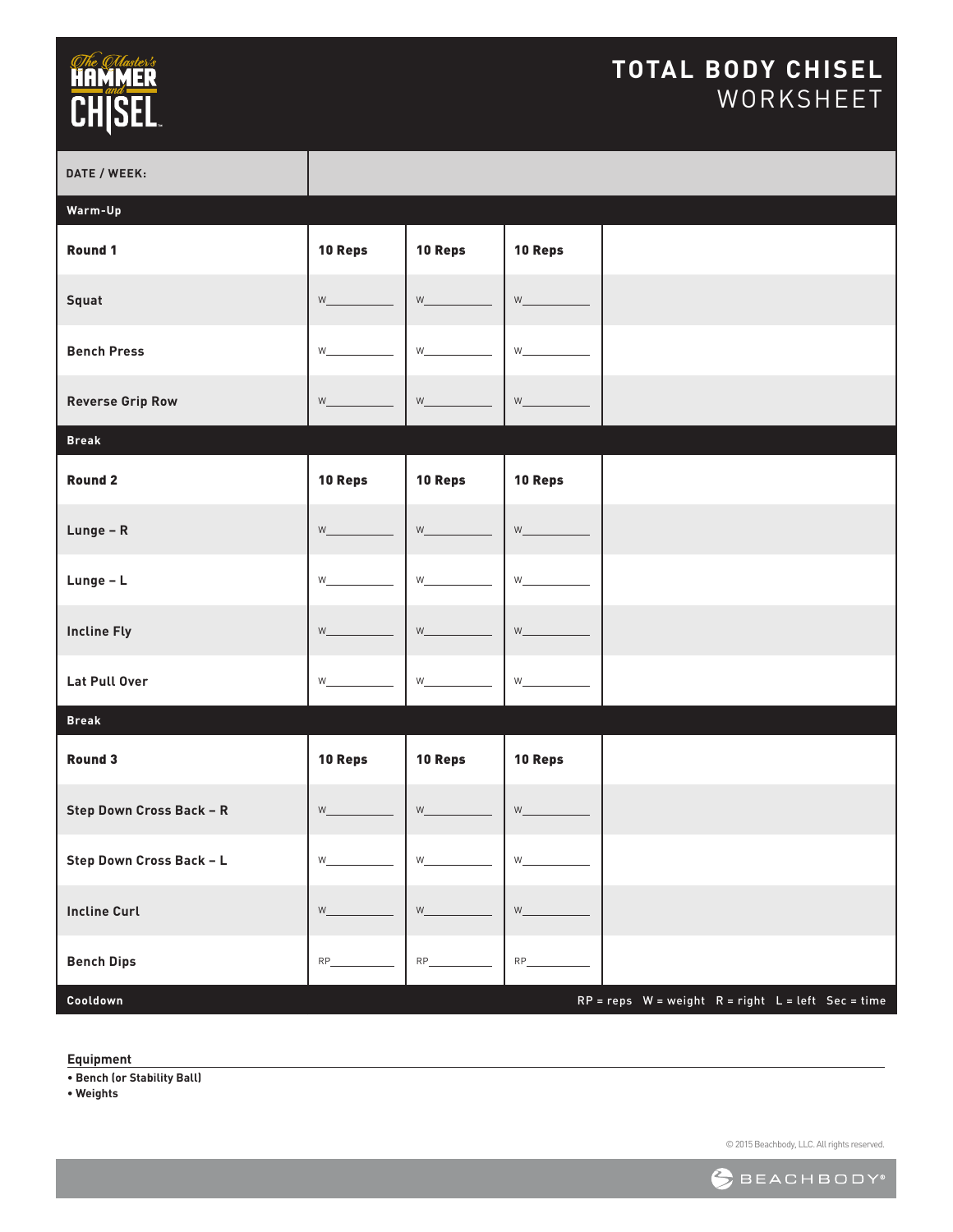# The Master's HAMMER and CHISEL

## TOTAL BODY CHISEL WORKSHEET

| DATE / WEEK: | | | | |
|---|---|---|---|---|
| **Warm-Up** | | | | |
| **Round 1** | **10 Reps** | **10 Reps** | **10 Reps** | |
| **Squat** | W_____ | W_____ | W_____ | |
| **Bench Press** | W_____ | W_____ | W_____ | |
| **Reverse Grip Row** | W_____ | W_____ | W_____ | |
| **Break** | | | | |
| **Round 2** | **10 Reps** | **10 Reps** | **10 Reps** | |
| **Lunge – R** | W_____ | W_____ | W_____ | |
| **Lunge – L** | W_____ | W_____ | W_____ | |
| **Incline Fly** | W_____ | W_____ | W_____ | |
| **Lat Pull Over** | W_____ | W_____ | W_____ | |
| **Break** | | | | |
| **Round 3** | **10 Reps** | **10 Reps** | **10 Reps** | |
| **Step Down Cross Back – R** | W_____ | W_____ | W_____ | |
| **Step Down Cross Back – L** | W_____ | W_____ | W_____ | |
| **Incline Curl** | W_____ | W_____ | W_____ | |
| **Bench Dips** | RP_____ | RP_____ | RP_____ | |
| **Cooldown** | | | | RP = reps W = weight R = right L = left Sec = time |

**Equipment**

- **Bench (or Stability Ball)**
- **Weights**

© 2015 Beachbody, LLC. All rights reserved.

BEACHBODY®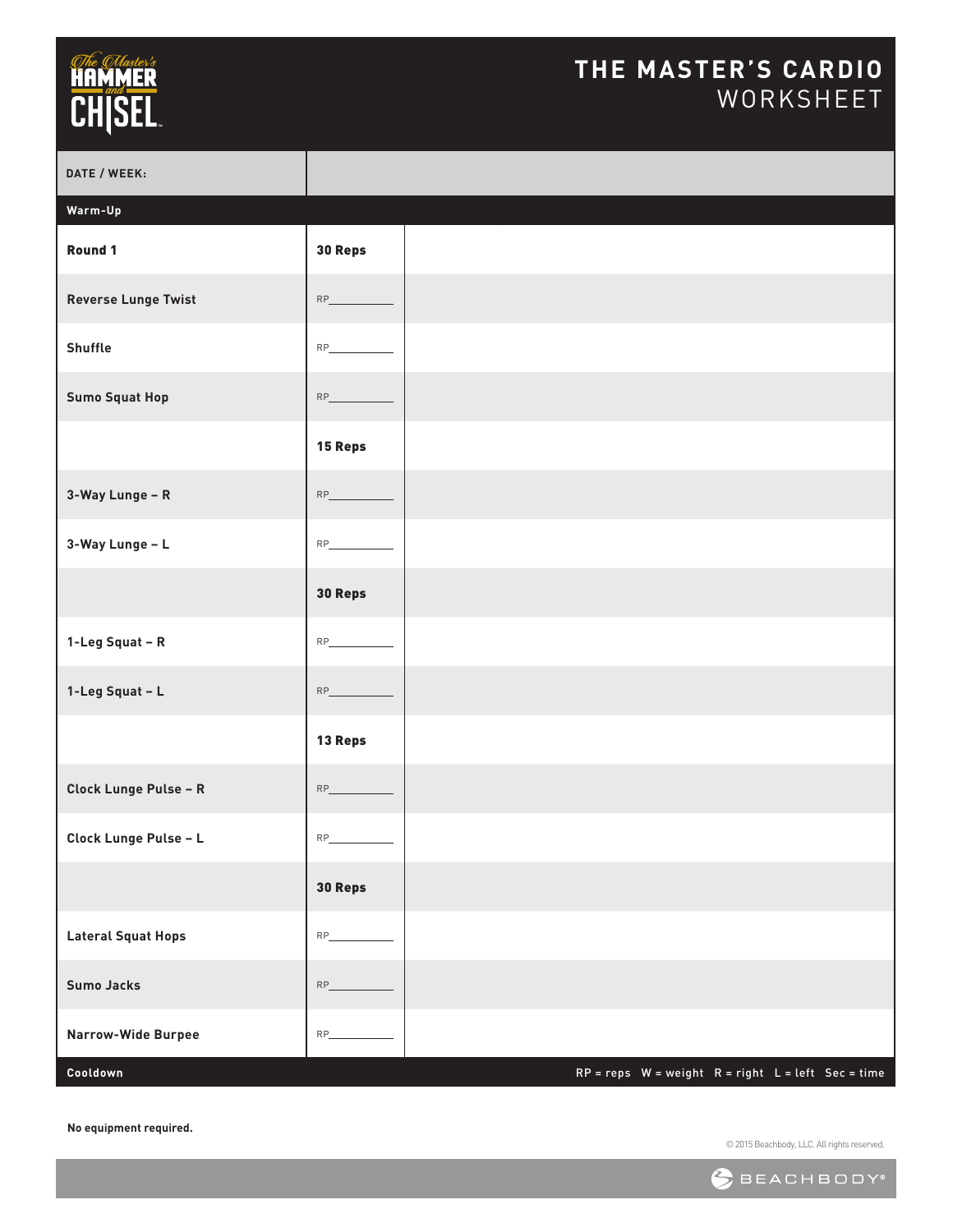# THE MASTER'S CARDIO WORKSHEET

| | | |
|---|---|---|
| **DATE / WEEK:** | | |
| **Warm-Up** | | |
| **Round 1** | **30 Reps** | |
| **Reverse Lunge Twist** | RP__________ | |
| **Shuffle** | RP__________ | |
| **Sumo Squat Hop** | RP__________ | |
| | **15 Reps** | |
| **3-Way Lunge – R** | RP__________ | |
| **3-Way Lunge – L** | RP__________ | |
| | **30 Reps** | |
| **1-Leg Squat – R** | RP__________ | |
| **1-Leg Squat – L** | RP__________ | |
| | **13 Reps** | |
| **Clock Lunge Pulse – R** | RP__________ | |
| **Clock Lunge Pulse – L** | RP__________ | |
| | **30 Reps** | |
| **Lateral Squat Hops** | RP__________ | |
| **Sumo Jacks** | RP__________ | |
| **Narrow-Wide Burpee** | RP__________ | |
| **Cooldown** | | |

RP = reps  W = weight  R = right  L = left  Sec = time

**No equipment required.**

© 2015 Beachbody, LLC. All rights reserved.